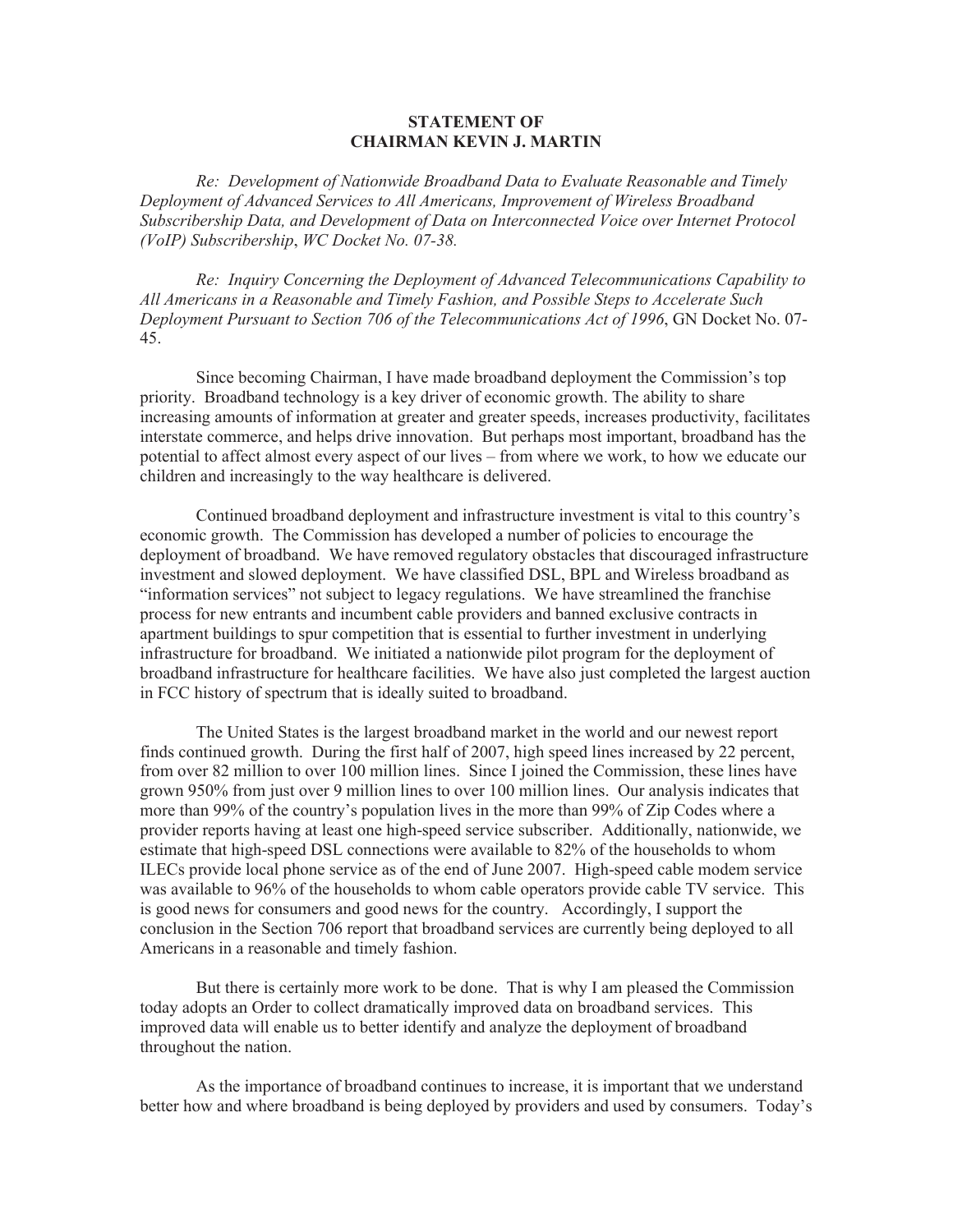**STATEMENT OF**
**CHAIRMAN KEVIN J. MARTIN**

*Re: Development of Nationwide Broadband Data to Evaluate Reasonable and Timely Deployment of Advanced Services to All Americans, Improvement of Wireless Broadband Subscribership Data, and Development of Data on Interconnected Voice over Internet Protocol (VoIP) Subscribership*, *WC Docket No. 07-38.*

*Re: Inquiry Concerning the Deployment of Advanced Telecommunications Capability to All Americans in a Reasonable and Timely Fashion, and Possible Steps to Accelerate Such Deployment Pursuant to Section 706 of the Telecommunications Act of 1996*, GN Docket No. 07-45.

Since becoming Chairman, I have made broadband deployment the Commission's top priority. Broadband technology is a key driver of economic growth. The ability to share increasing amounts of information at greater and greater speeds, increases productivity, facilitates interstate commerce, and helps drive innovation. But perhaps most important, broadband has the potential to affect almost every aspect of our lives – from where we work, to how we educate our children and increasingly to the way healthcare is delivered.

Continued broadband deployment and infrastructure investment is vital to this country's economic growth. The Commission has developed a number of policies to encourage the deployment of broadband. We have removed regulatory obstacles that discouraged infrastructure investment and slowed deployment. We have classified DSL, BPL and Wireless broadband as "information services" not subject to legacy regulations. We have streamlined the franchise process for new entrants and incumbent cable providers and banned exclusive contracts in apartment buildings to spur competition that is essential to further investment in underlying infrastructure for broadband. We initiated a nationwide pilot program for the deployment of broadband infrastructure for healthcare facilities. We have also just completed the largest auction in FCC history of spectrum that is ideally suited to broadband.

The United States is the largest broadband market in the world and our newest report finds continued growth. During the first half of 2007, high speed lines increased by 22 percent, from over 82 million to over 100 million lines. Since I joined the Commission, these lines have grown 950% from just over 9 million lines to over 100 million lines. Our analysis indicates that more than 99% of the country's population lives in the more than 99% of Zip Codes where a provider reports having at least one high-speed service subscriber. Additionally, nationwide, we estimate that high-speed DSL connections were available to 82% of the households to whom ILECs provide local phone service as of the end of June 2007. High-speed cable modem service was available to 96% of the households to whom cable operators provide cable TV service. This is good news for consumers and good news for the country. Accordingly, I support the conclusion in the Section 706 report that broadband services are currently being deployed to all Americans in a reasonable and timely fashion.

But there is certainly more work to be done. That is why I am pleased the Commission today adopts an Order to collect dramatically improved data on broadband services. This improved data will enable us to better identify and analyze the deployment of broadband throughout the nation.

As the importance of broadband continues to increase, it is important that we understand better how and where broadband is being deployed by providers and used by consumers. Today's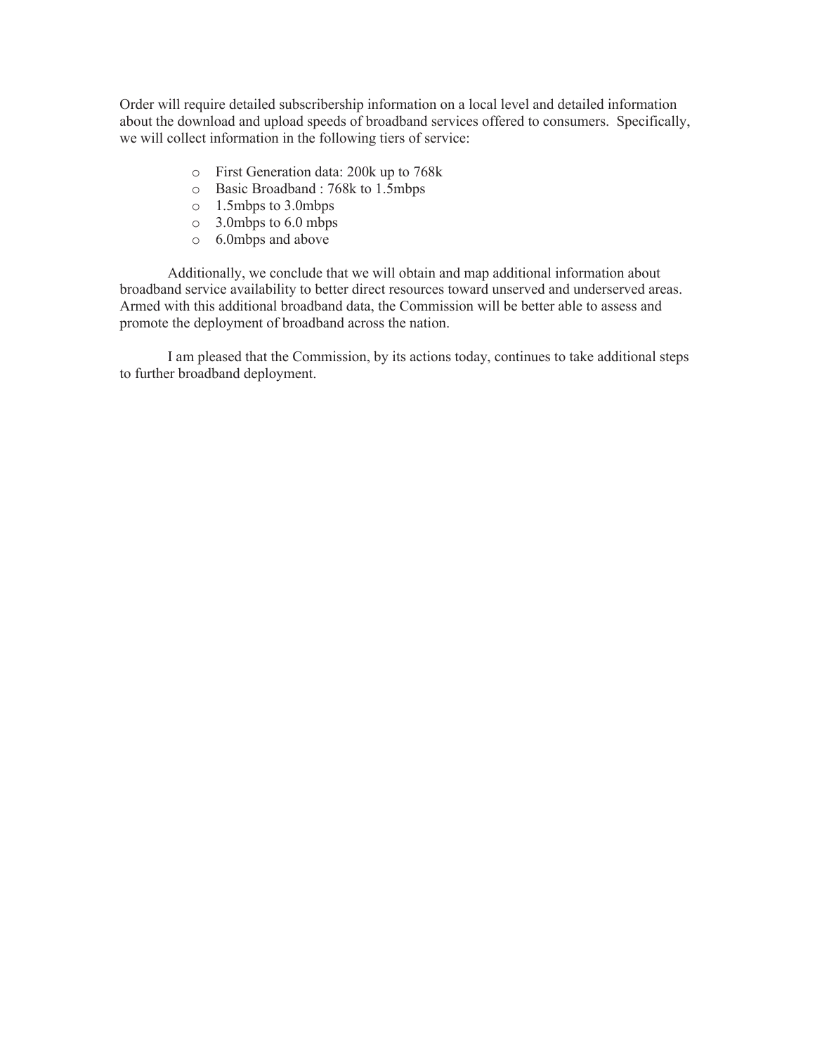Order will require detailed subscribership information on a local level and detailed information about the download and upload speeds of broadband services offered to consumers. Specifically, we will collect information in the following tiers of service:

- First Generation data: 200k up to 768k
- Basic Broadband : 768k to 1.5mbps
- 1.5mbps to 3.0mbps
- 3.0mbps to 6.0 mbps
- 6.0mbps and above

Additionally, we conclude that we will obtain and map additional information about broadband service availability to better direct resources toward unserved and underserved areas. Armed with this additional broadband data, the Commission will be better able to assess and promote the deployment of broadband across the nation.

I am pleased that the Commission, by its actions today, continues to take additional steps to further broadband deployment.